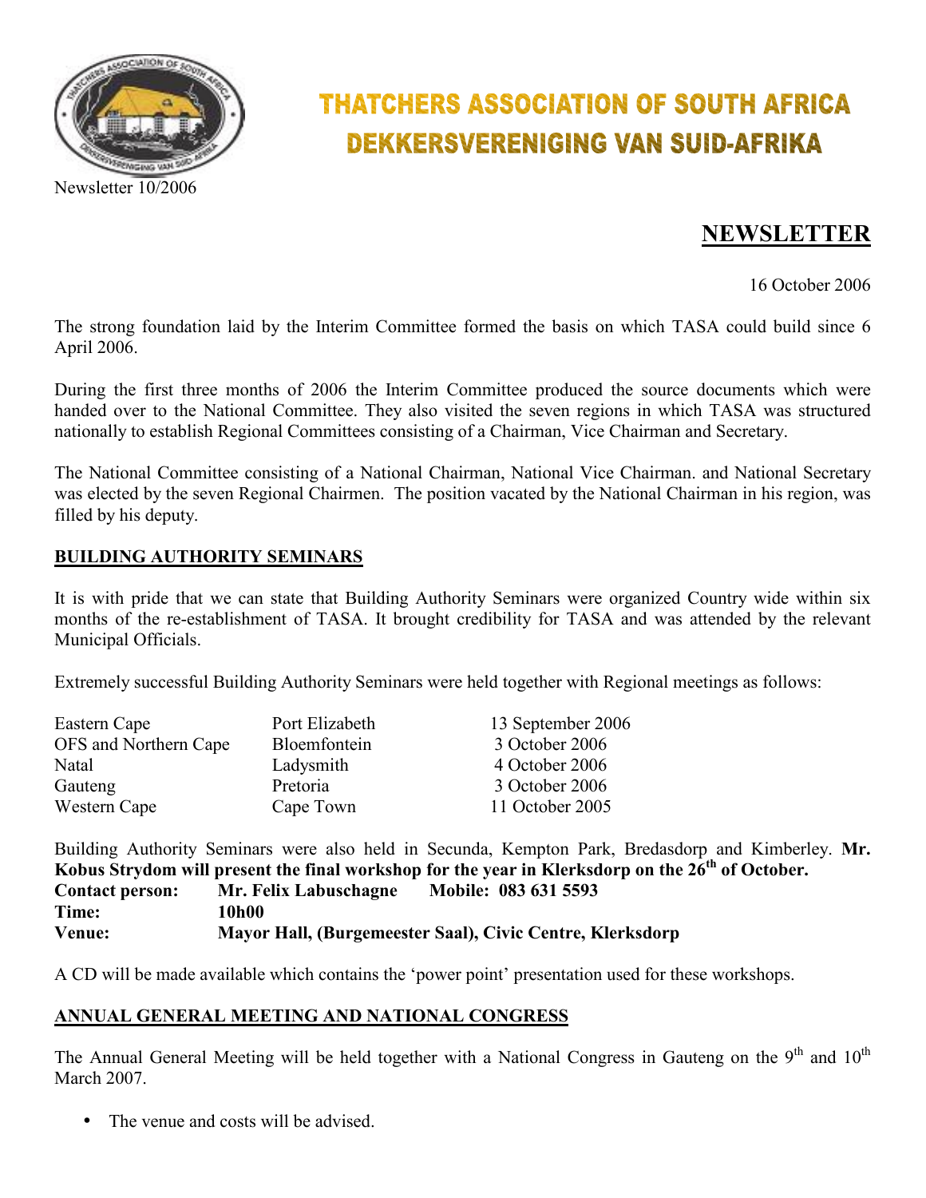# THATCHERS ASSOCIATION OF SOUTH AFRICA
# DEKKERSVERENIGING VAN SUID-AFRIKA

Newsletter 10/2006

## NEWSLETTER

16 October 2006

The strong foundation laid by the Interim Committee formed the basis on which TASA could build since 6 April 2006.

During the first three months of 2006 the Interim Committee produced the source documents which were handed over to the National Committee. They also visited the seven regions in which TASA was structured nationally to establish Regional Committees consisting of a Chairman, Vice Chairman and Secretary.

The National Committee consisting of a National Chairman, National Vice Chairman. and National Secretary was elected by the seven Regional Chairmen. The position vacated by the National Chairman in his region, was filled by his deputy.

### BUILDING AUTHORITY SEMINARS

It is with pride that we can state that Building Authority Seminars were organized Country wide within six months of the re-establishment of TASA. It brought credibility for TASA and was attended by the relevant Municipal Officials.

Extremely successful Building Authority Seminars were held together with Regional meetings as follows:

| | | |
|---|---|---|
| Eastern Cape | Port Elizabeth | 13 September 2006 |
| OFS and Northern Cape | Bloemfontein | 3 October 2006 |
| Natal | Ladysmith | 4 October 2006 |
| Gauteng | Pretoria | 3 October 2006 |
| Western Cape | Cape Town | 11 October 2005 |

Building Authority Seminars were also held in Secunda, Kempton Park, Bredasdorp and Kimberley. **Mr. Kobus Strydom will present the final workshop for the year in Klerksdorp on the 26th of October.**

**Contact person:** **Mr. Felix Labuschagne** **Mobile: 083 631 5593**
**Time:** **10h00**
**Venue:** **Mayor Hall, (Burgemeester Saal), Civic Centre, Klerksdorp**

A CD will be made available which contains the 'power point' presentation used for these workshops.

### ANNUAL GENERAL MEETING AND NATIONAL CONGRESS

The Annual General Meeting will be held together with a National Congress in Gauteng on the 9th and 10th March 2007.

- The venue and costs will be advised.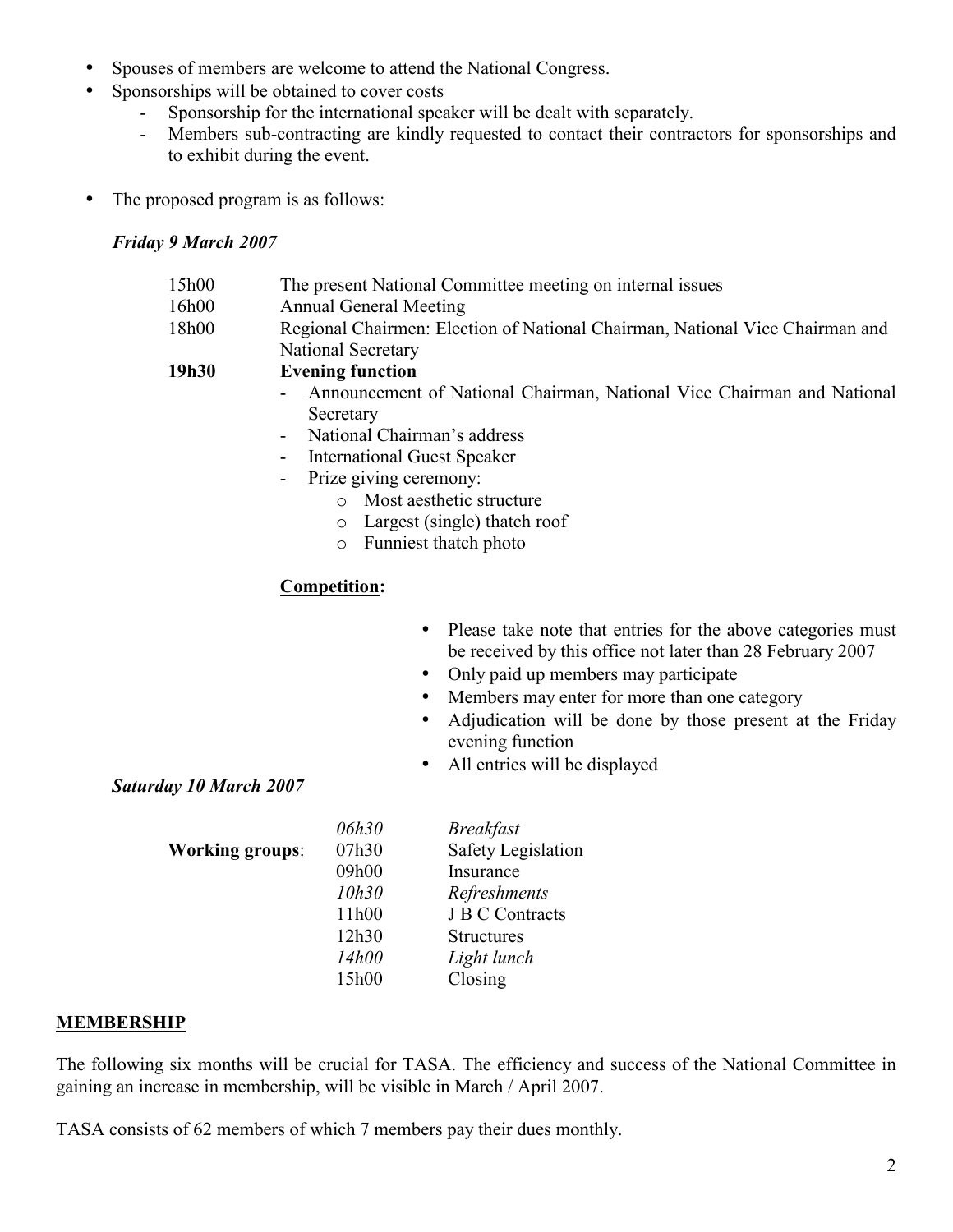- Spouses of members are welcome to attend the National Congress.
- Sponsorships will be obtained to cover costs
  - Sponsorship for the international speaker will be dealt with separately.
  - Members sub-contracting are kindly requested to contact their contractors for sponsorships and to exhibit during the event.

- The proposed program is as follows:

***Friday 9 March 2007***

| | |
|---|---|
| 15h00 | The present National Committee meeting on internal issues |
| 16h00 | Annual General Meeting |
| 18h00 | Regional Chairmen: Election of National Chairman, National Vice Chairman and National Secretary |
| **19h30** | **Evening function** |

- Announcement of National Chairman, National Vice Chairman and National Secretary
- National Chairman's address
- International Guest Speaker
- Prize giving ceremony:
  - Most aesthetic structure
  - Largest (single) thatch roof
  - Funniest thatch photo

**Competition:**

- Please take note that entries for the above categories must be received by this office not later than 28 February 2007
- Only paid up members may participate
- Members may enter for more than one category
- Adjudication will be done by those present at the Friday evening function
- All entries will be displayed

***Saturday 10 March 2007***

| | | |
|---|---|---|
| | *06h30* | *Breakfast* |
| **Working groups**: | 07h30 | Safety Legislation |
| | 09h00 | Insurance |
| | *10h30* | *Refreshments* |
| | 11h00 | J B C Contracts |
| | 12h30 | Structures |
| | *14h00* | *Light lunch* |
| | 15h00 | Closing |

## MEMBERSHIP

The following six months will be crucial for TASA. The efficiency and success of the National Committee in gaining an increase in membership, will be visible in March / April 2007.

TASA consists of 62 members of which 7 members pay their dues monthly.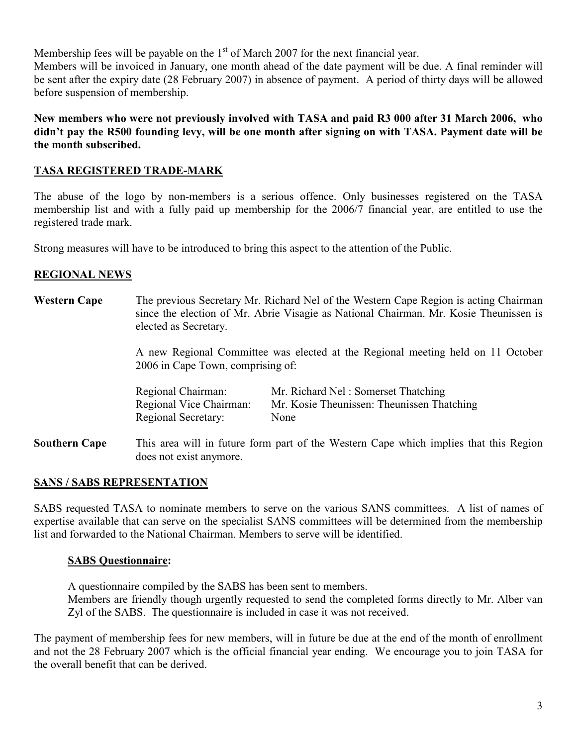Membership fees will be payable on the 1st of March 2007 for the next financial year.
Members will be invoiced in January, one month ahead of the date payment will be due. A final reminder will be sent after the expiry date (28 February 2007) in absence of payment. A period of thirty days will be allowed before suspension of membership.

**New members who were not previously involved with TASA and paid R3 000 after 31 March 2006, who didn't pay the R500 founding levy, will be one month after signing on with TASA. Payment date will be the month subscribed.**

## TASA REGISTERED TRADE-MARK

The abuse of the logo by non-members is a serious offence. Only businesses registered on the TASA membership list and with a fully paid up membership for the 2006/7 financial year, are entitled to use the registered trade mark.

Strong measures will have to be introduced to bring this aspect to the attention of the Public.

## REGIONAL NEWS

**Western Cape** The previous Secretary Mr. Richard Nel of the Western Cape Region is acting Chairman since the election of Mr. Abrie Visagie as National Chairman. Mr. Kosie Theunissen is elected as Secretary.

A new Regional Committee was elected at the Regional meeting held on 11 October 2006 in Cape Town, comprising of:

| | |
|---|---|
| Regional Chairman: | Mr. Richard Nel : Somerset Thatching |
| Regional Vice Chairman: | Mr. Kosie Theunissen: Theunissen Thatching |
| Regional Secretary: | None |

**Southern Cape** This area will in future form part of the Western Cape which implies that this Region does not exist anymore.

## SANS / SABS REPRESENTATION

SABS requested TASA to nominate members to serve on the various SANS committees. A list of names of expertise available that can serve on the specialist SANS committees will be determined from the membership list and forwarded to the National Chairman. Members to serve will be identified.

### SABS Questionnaire:

A questionnaire compiled by the SABS has been sent to members.
Members are friendly though urgently requested to send the completed forms directly to Mr. Alber van Zyl of the SABS. The questionnaire is included in case it was not received.

The payment of membership fees for new members, will in future be due at the end of the month of enrollment and not the 28 February 2007 which is the official financial year ending. We encourage you to join TASA for the overall benefit that can be derived.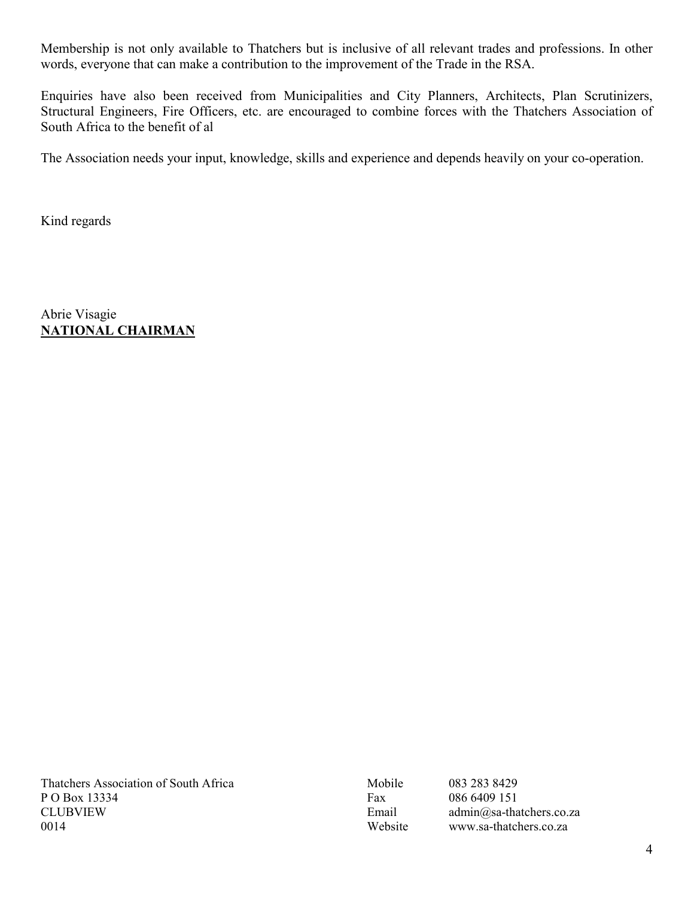Membership is not only available to Thatchers but is inclusive of all relevant trades and professions. In other words, everyone that can make a contribution to the improvement of the Trade in the RSA.

Enquiries have also been received from Municipalities and City Planners, Architects, Plan Scrutinizers, Structural Engineers, Fire Officers, etc. are encouraged to combine forces with the Thatchers Association of South Africa to the benefit of al

The Association needs your input, knowledge, skills and experience and depends heavily on your co-operation.

Kind regards

Abrie Visagie
**NATIONAL CHAIRMAN**

Thatchers Association of South Africa
P O Box 13334
CLUBVIEW
0014

Mobile 083 283 8429
Fax 086 6409 151
Email admin@sa-thatchers.co.za
Website www.sa-thatchers.co.za